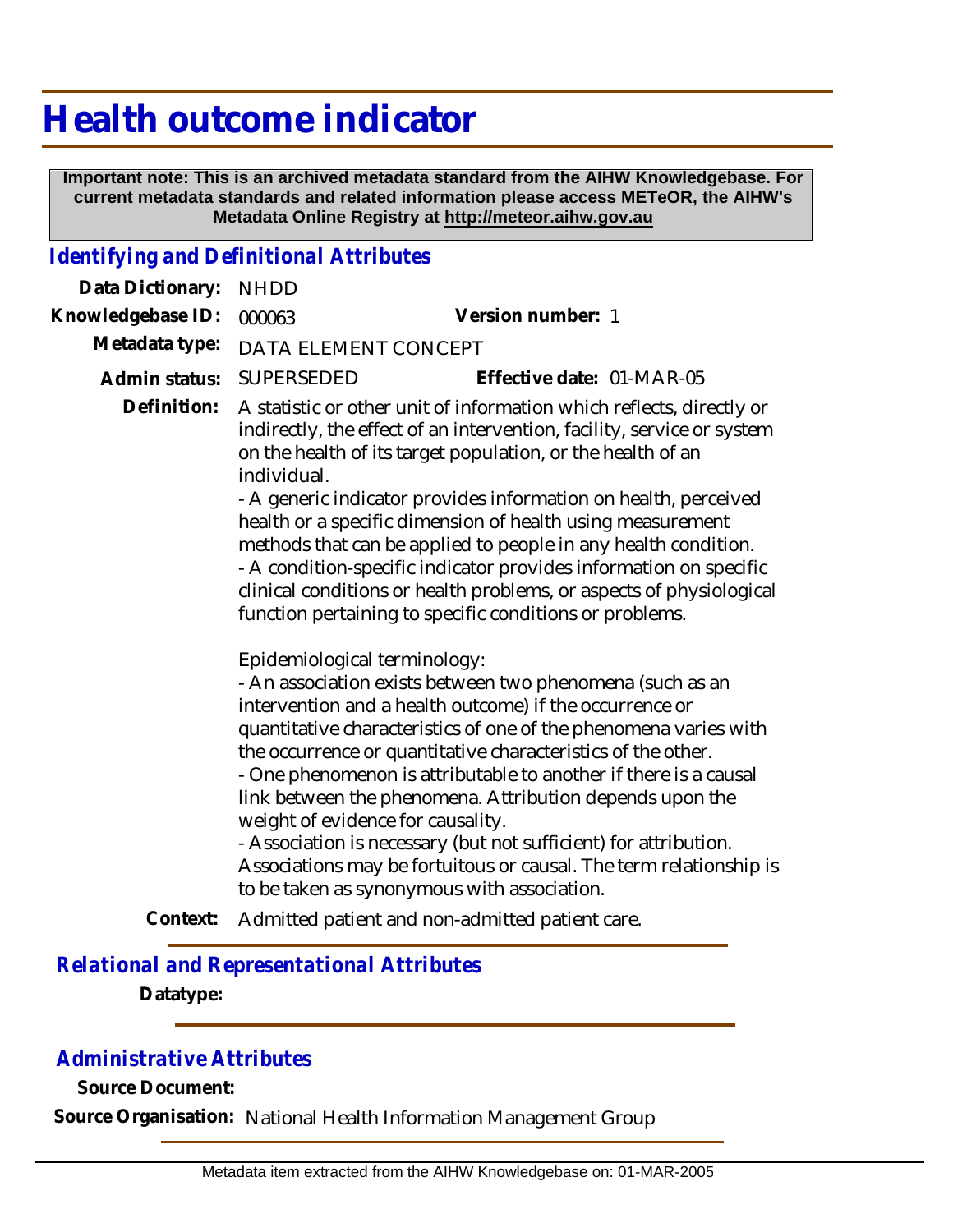# Health outcome indicator

**Important note: This is an archived metadata standard from the AIHW Knowledgebase. For current metadata standards and related information please access METeOR, the AIHW's Metadata Online Registry at http://meteor.aihw.gov.au**

## Identifying and Definitional Attributes

**Data Dictionary:** NHDD

**Knowledgebase ID:** 000063 **Version number:** 1

**Metadata type:** DATA ELEMENT CONCEPT

**Admin status:** SUPERSEDED **Effective date:** 01-MAR-05

**Definition:** A statistic or other unit of information which reflects, directly or indirectly, the effect of an intervention, facility, service or system on the health of its target population, or the health of an individual.

- A generic indicator provides information on health, perceived health or a specific dimension of health using measurement methods that can be applied to people in any health condition.
- A condition-specific indicator provides information on specific clinical conditions or health problems, or aspects of physiological function pertaining to specific conditions or problems.

Epidemiological terminology:

- An association exists between two phenomena (such as an intervention and a health outcome) if the occurrence or quantitative characteristics of one of the phenomena varies with the occurrence or quantitative characteristics of the other.
- One phenomenon is attributable to another if there is a causal link between the phenomena. Attribution depends upon the weight of evidence for causality.
- Association is necessary (but not sufficient) for attribution. Associations may be fortuitous or causal. The term relationship is to be taken as synonymous with association.

**Context:** Admitted patient and non-admitted patient care.

## Relational and Representational Attributes

**Datatype:**

## Administrative Attributes

**Source Document:**

**Source Organisation:** National Health Information Management Group

Metadata item extracted from the AIHW Knowledgebase on: 01-MAR-2005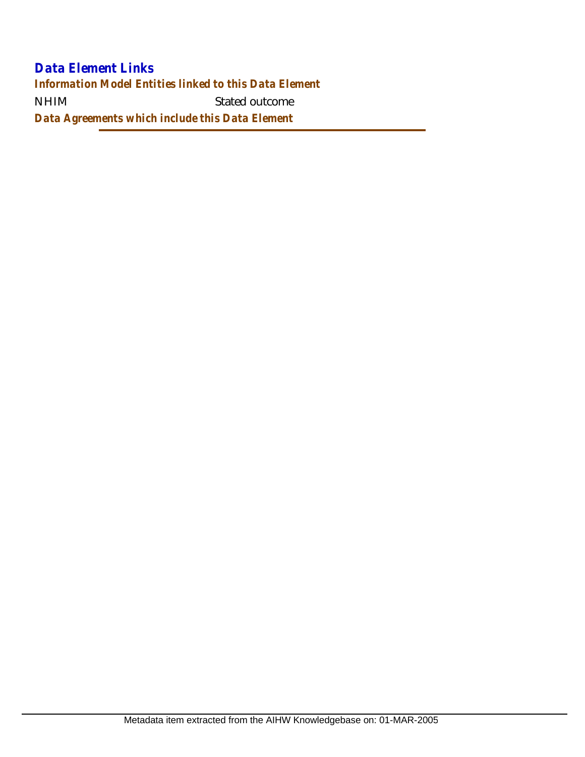## Data Element Links

### Information Model Entities linked to this Data Element

| | |
|---|---|
| NHIM | Stated outcome |

### Data Agreements which include this Data Element

Metadata item extracted from the AIHW Knowledgebase on: 01-MAR-2005